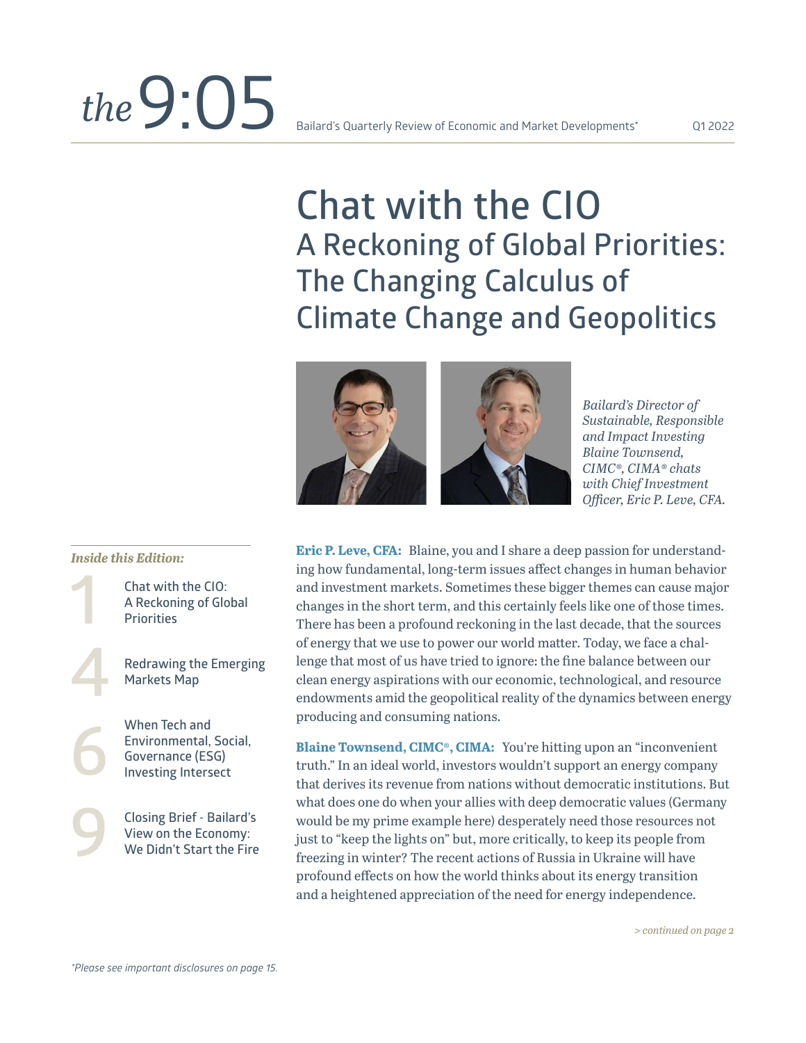# the 9:05

Bailard's Quarterly Review of Economic and Market Developments*

Q1 2022

## Chat with the CIO
## A Reckoning of Global Priorities: The Changing Calculus of Climate Change and Geopolitics

*Bailard's Director of Sustainable, Responsible and Impact Investing Blaine Townsend, CIMC®, CIMA® chats with Chief Investment Officer, Eric P. Leve, CFA.*

*Inside this Edition:*

1 Chat with the CIO: A Reckoning of Global Priorities

4 Redrawing the Emerging Markets Map

6 When Tech and Environmental, Social, Governance (ESG) Investing Intersect

9 Closing Brief - Bailard's View on the Economy: We Didn't Start the Fire

**Eric P. Leve, CFA:** Blaine, you and I share a deep passion for understanding how fundamental, long-term issues affect changes in human behavior and investment markets. Sometimes these bigger themes can cause major changes in the short term, and this certainly feels like one of those times. There has been a profound reckoning in the last decade, that the sources of energy that we use to power our world matter. Today, we face a challenge that most of us have tried to ignore: the fine balance between our clean energy aspirations with our economic, technological, and resource endowments amid the geopolitical reality of the dynamics between energy producing and consuming nations.

**Blaine Townsend, CIMC®, CIMA:** You're hitting upon an "inconvenient truth." In an ideal world, investors wouldn't support an energy company that derives its revenue from nations without democratic institutions. But what does one do when your allies with deep democratic values (Germany would be my prime example here) desperately need those resources not just to "keep the lights on" but, more critically, to keep its people from freezing in winter? The recent actions of Russia in Ukraine will have profound effects on how the world thinks about its energy transition and a heightened appreciation of the need for energy independence.

*> continued on page 2*

*Please see important disclosures on page 15.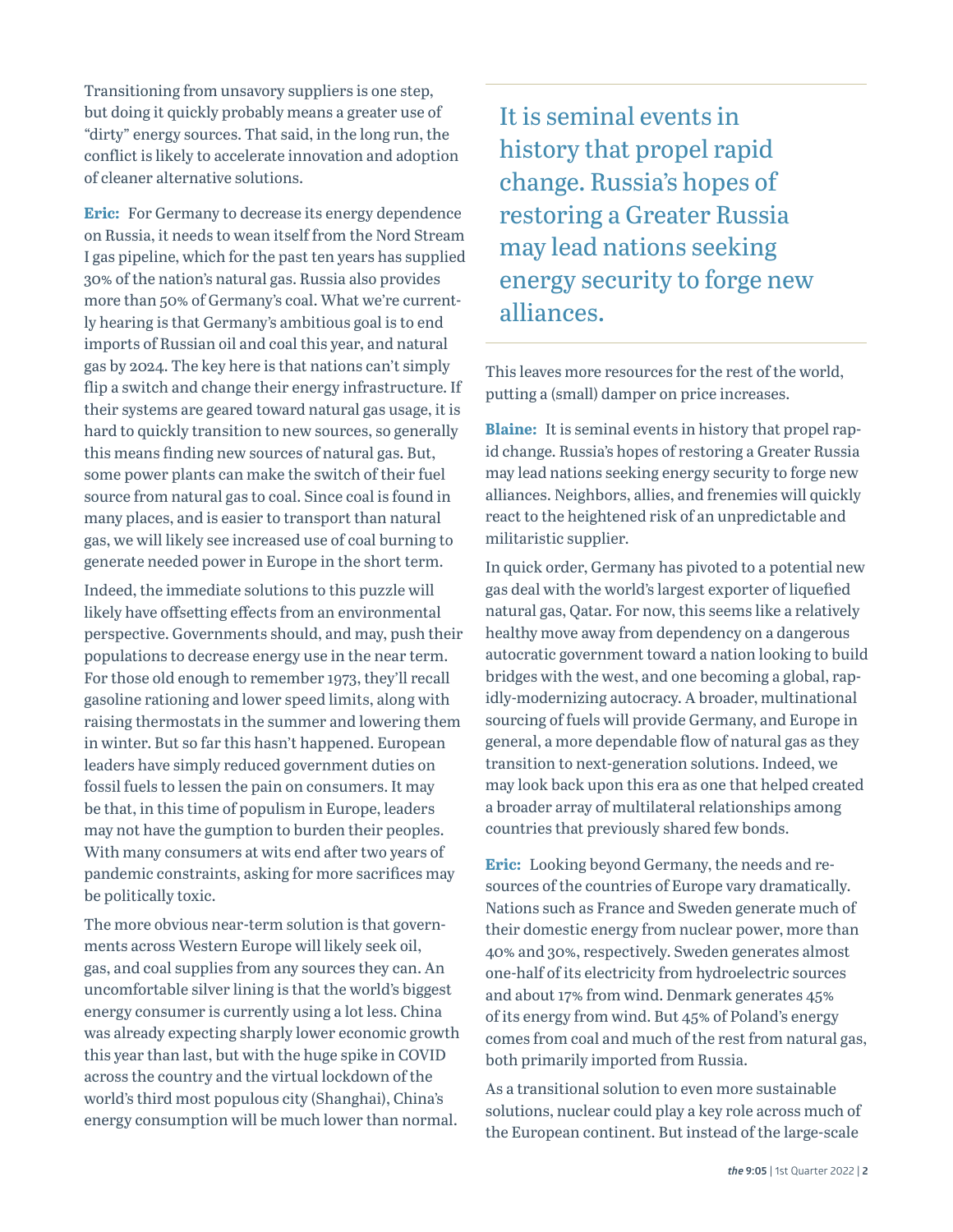Transitioning from unsavory suppliers is one step, but doing it quickly probably means a greater use of "dirty" energy sources. That said, in the long run, the conflict is likely to accelerate innovation and adoption of cleaner alternative solutions.

**Eric:** For Germany to decrease its energy dependence on Russia, it needs to wean itself from the Nord Stream I gas pipeline, which for the past ten years has supplied 30% of the nation's natural gas. Russia also provides more than 50% of Germany's coal. What we're currently hearing is that Germany's ambitious goal is to end imports of Russian oil and coal this year, and natural gas by 2024. The key here is that nations can't simply flip a switch and change their energy infrastructure. If their systems are geared toward natural gas usage, it is hard to quickly transition to new sources, so generally this means finding new sources of natural gas. But, some power plants can make the switch of their fuel source from natural gas to coal. Since coal is found in many places, and is easier to transport than natural gas, we will likely see increased use of coal burning to generate needed power in Europe in the short term.

Indeed, the immediate solutions to this puzzle will likely have offsetting effects from an environmental perspective. Governments should, and may, push their populations to decrease energy use in the near term. For those old enough to remember 1973, they'll recall gasoline rationing and lower speed limits, along with raising thermostats in the summer and lowering them in winter. But so far this hasn't happened. European leaders have simply reduced government duties on fossil fuels to lessen the pain on consumers. It may be that, in this time of populism in Europe, leaders may not have the gumption to burden their peoples. With many consumers at wits end after two years of pandemic constraints, asking for more sacrifices may be politically toxic.

The more obvious near-term solution is that governments across Western Europe will likely seek oil, gas, and coal supplies from any sources they can. An uncomfortable silver lining is that the world's biggest energy consumer is currently using a lot less. China was already expecting sharply lower economic growth this year than last, but with the huge spike in COVID across the country and the virtual lockdown of the world's third most populous city (Shanghai), China's energy consumption will be much lower than normal. This leaves more resources for the rest of the world, putting a (small) damper on price increases.

> It is seminal events in history that propel rapid change. Russia's hopes of restoring a Greater Russia may lead nations seeking energy security to forge new alliances.

**Blaine:** It is seminal events in history that propel rapid change. Russia's hopes of restoring a Greater Russia may lead nations seeking energy security to forge new alliances. Neighbors, allies, and frenemies will quickly react to the heightened risk of an unpredictable and militaristic supplier.

In quick order, Germany has pivoted to a potential new gas deal with the world's largest exporter of liquefied natural gas, Qatar. For now, this seems like a relatively healthy move away from dependency on a dangerous autocratic government toward a nation looking to build bridges with the west, and one becoming a global, rapidly-modernizing autocracy. A broader, multinational sourcing of fuels will provide Germany, and Europe in general, a more dependable flow of natural gas as they transition to next-generation solutions. Indeed, we may look back upon this era as one that helped created a broader array of multilateral relationships among countries that previously shared few bonds.

**Eric:** Looking beyond Germany, the needs and resources of the countries of Europe vary dramatically. Nations such as France and Sweden generate much of their domestic energy from nuclear power, more than 40% and 30%, respectively. Sweden generates almost one-half of its electricity from hydroelectric sources and about 17% from wind. Denmark generates 45% of its energy from wind. But 45% of Poland's energy comes from coal and much of the rest from natural gas, both primarily imported from Russia.

As a transitional solution to even more sustainable solutions, nuclear could play a key role across much of the European continent. But instead of the large-scale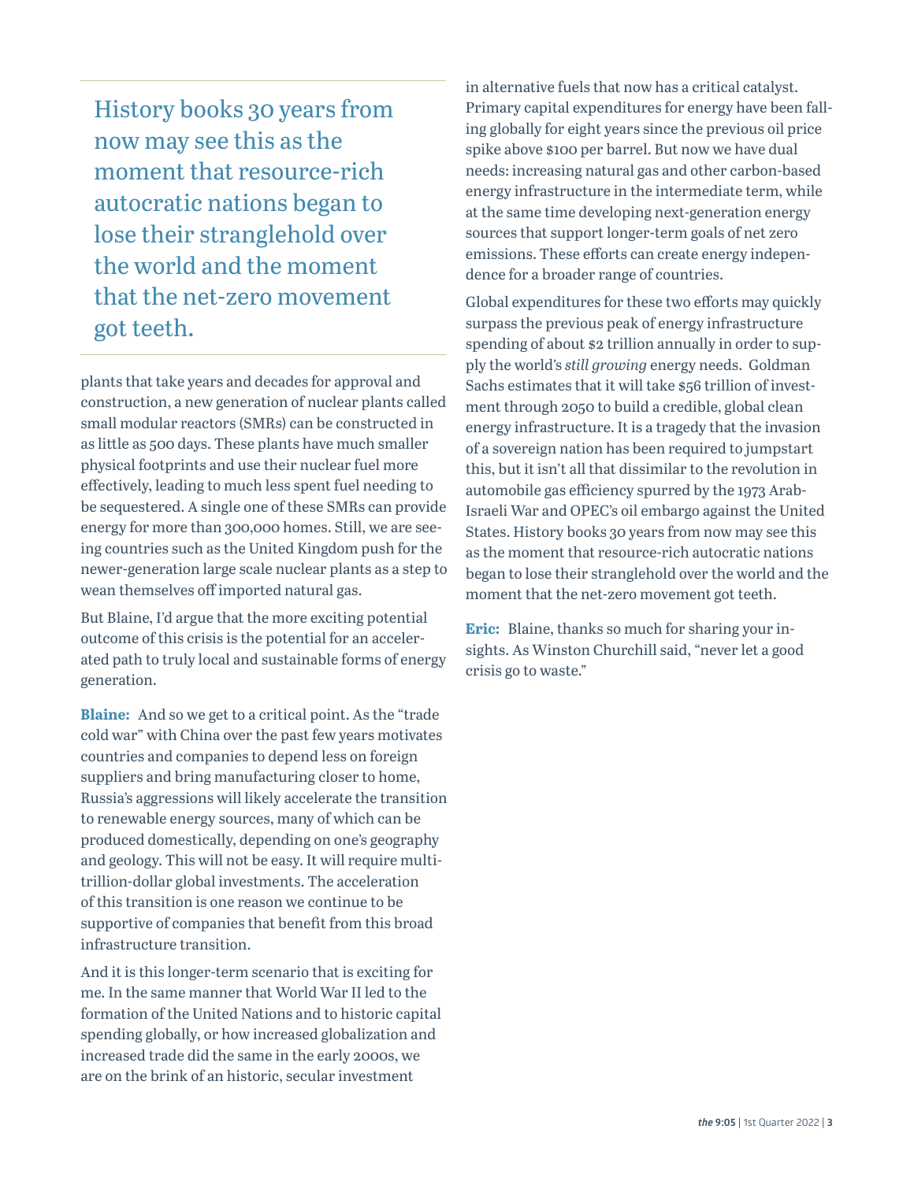> History books 30 years from now may see this as the moment that resource-rich autocratic nations began to lose their stranglehold over the world and the moment that the net-zero movement got teeth.

plants that take years and decades for approval and construction, a new generation of nuclear plants called small modular reactors (SMRs) can be constructed in as little as 500 days. These plants have much smaller physical footprints and use their nuclear fuel more effectively, leading to much less spent fuel needing to be sequestered. A single one of these SMRs can provide energy for more than 300,000 homes. Still, we are seeing countries such as the United Kingdom push for the newer-generation large scale nuclear plants as a step to wean themselves off imported natural gas.

But Blaine, I'd argue that the more exciting potential outcome of this crisis is the potential for an accelerated path to truly local and sustainable forms of energy generation.

**Blaine:** And so we get to a critical point. As the "trade cold war" with China over the past few years motivates countries and companies to depend less on foreign suppliers and bring manufacturing closer to home, Russia's aggressions will likely accelerate the transition to renewable energy sources, many of which can be produced domestically, depending on one's geography and geology. This will not be easy. It will require multi-trillion-dollar global investments. The acceleration of this transition is one reason we continue to be supportive of companies that benefit from this broad infrastructure transition.

And it is this longer-term scenario that is exciting for me. In the same manner that World War II led to the formation of the United Nations and to historic capital spending globally, or how increased globalization and increased trade did the same in the early 2000s, we are on the brink of an historic, secular investment in alternative fuels that now has a critical catalyst. Primary capital expenditures for energy have been falling globally for eight years since the previous oil price spike above $100 per barrel. But now we have dual needs: increasing natural gas and other carbon-based energy infrastructure in the intermediate term, while at the same time developing next-generation energy sources that support longer-term goals of net zero emissions. These efforts can create energy independence for a broader range of countries.

Global expenditures for these two efforts may quickly surpass the previous peak of energy infrastructure spending of about $2 trillion annually in order to supply the world's *still growing* energy needs. Goldman Sachs estimates that it will take $56 trillion of investment through 2050 to build a credible, global clean energy infrastructure. It is a tragedy that the invasion of a sovereign nation has been required to jumpstart this, but it isn't all that dissimilar to the revolution in automobile gas efficiency spurred by the 1973 Arab-Israeli War and OPEC's oil embargo against the United States. History books 30 years from now may see this as the moment that resource-rich autocratic nations began to lose their stranglehold over the world and the moment that the net-zero movement got teeth.

**Eric:** Blaine, thanks so much for sharing your insights. As Winston Churchill said, "never let a good crisis go to waste."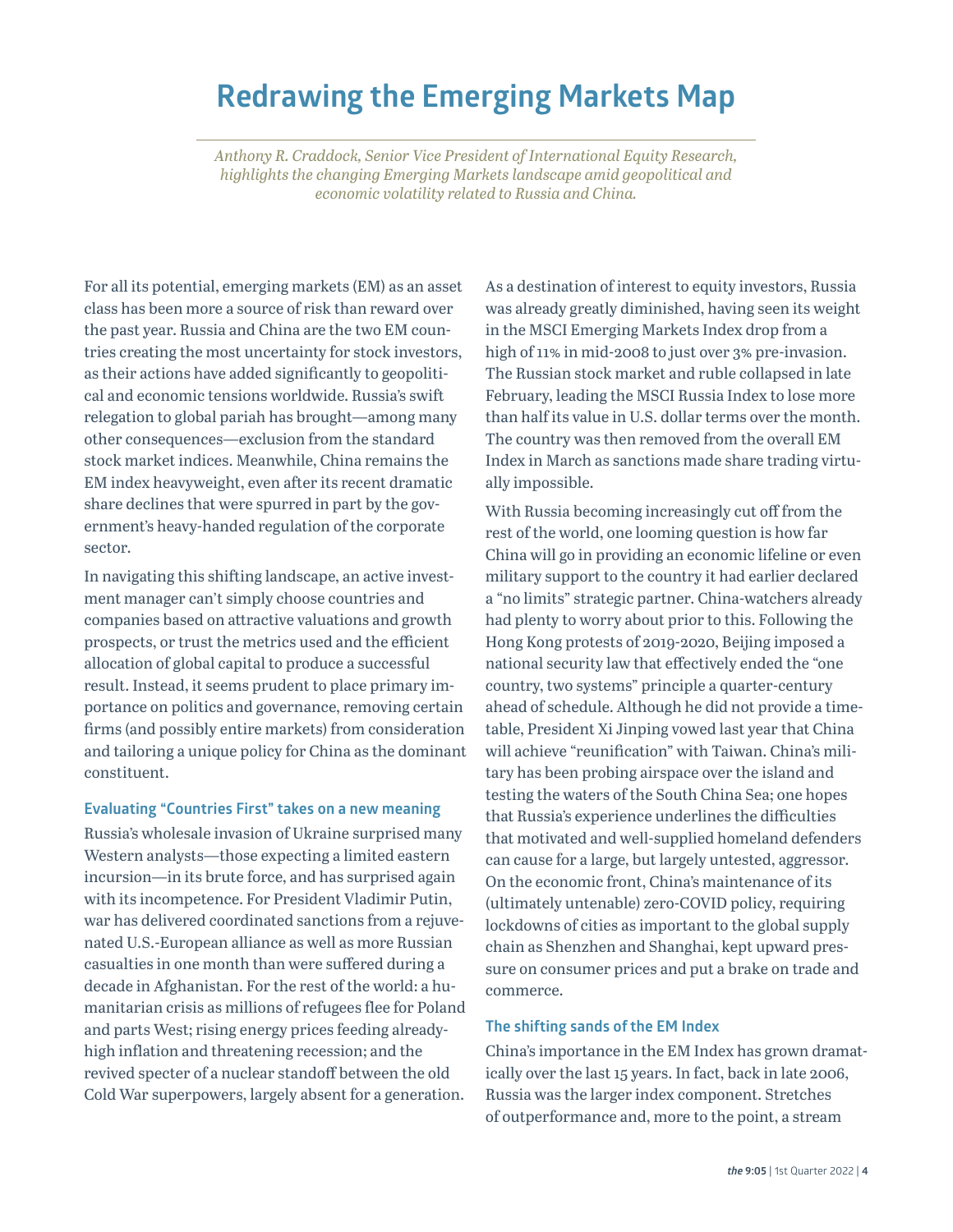# Redrawing the Emerging Markets Map

*Anthony R. Craddock, Senior Vice President of International Equity Research, highlights the changing Emerging Markets landscape amid geopolitical and economic volatility related to Russia and China.*

For all its potential, emerging markets (EM) as an asset class has been more a source of risk than reward over the past year. Russia and China are the two EM countries creating the most uncertainty for stock investors, as their actions have added significantly to geopolitical and economic tensions worldwide. Russia's swift relegation to global pariah has brought—among many other consequences—exclusion from the standard stock market indices. Meanwhile, China remains the EM index heavyweight, even after its recent dramatic share declines that were spurred in part by the government's heavy-handed regulation of the corporate sector.

In navigating this shifting landscape, an active investment manager can't simply choose countries and companies based on attractive valuations and growth prospects, or trust the metrics used and the efficient allocation of global capital to produce a successful result. Instead, it seems prudent to place primary importance on politics and governance, removing certain firms (and possibly entire markets) from consideration and tailoring a unique policy for China as the dominant constituent.

## Evaluating "Countries First" takes on a new meaning

Russia's wholesale invasion of Ukraine surprised many Western analysts—those expecting a limited eastern incursion—in its brute force, and has surprised again with its incompetence. For President Vladimir Putin, war has delivered coordinated sanctions from a rejuvenated U.S.-European alliance as well as more Russian casualties in one month than were suffered during a decade in Afghanistan. For the rest of the world: a humanitarian crisis as millions of refugees flee for Poland and parts West; rising energy prices feeding already-high inflation and threatening recession; and the revived specter of a nuclear standoff between the old Cold War superpowers, largely absent for a generation.

As a destination of interest to equity investors, Russia was already greatly diminished, having seen its weight in the MSCI Emerging Markets Index drop from a high of 11% in mid-2008 to just over 3% pre-invasion. The Russian stock market and ruble collapsed in late February, leading the MSCI Russia Index to lose more than half its value in U.S. dollar terms over the month. The country was then removed from the overall EM Index in March as sanctions made share trading virtually impossible.

With Russia becoming increasingly cut off from the rest of the world, one looming question is how far China will go in providing an economic lifeline or even military support to the country it had earlier declared a "no limits" strategic partner. China-watchers already had plenty to worry about prior to this. Following the Hong Kong protests of 2019-2020, Beijing imposed a national security law that effectively ended the "one country, two systems" principle a quarter-century ahead of schedule. Although he did not provide a timetable, President Xi Jinping vowed last year that China will achieve "reunification" with Taiwan. China's military has been probing airspace over the island and testing the waters of the South China Sea; one hopes that Russia's experience underlines the difficulties that motivated and well-supplied homeland defenders can cause for a large, but largely untested, aggressor. On the economic front, China's maintenance of its (ultimately untenable) zero-COVID policy, requiring lockdowns of cities as important to the global supply chain as Shenzhen and Shanghai, kept upward pressure on consumer prices and put a brake on trade and commerce.

## The shifting sands of the EM Index

China's importance in the EM Index has grown dramatically over the last 15 years. In fact, back in late 2006, Russia was the larger index component. Stretches of outperformance and, more to the point, a stream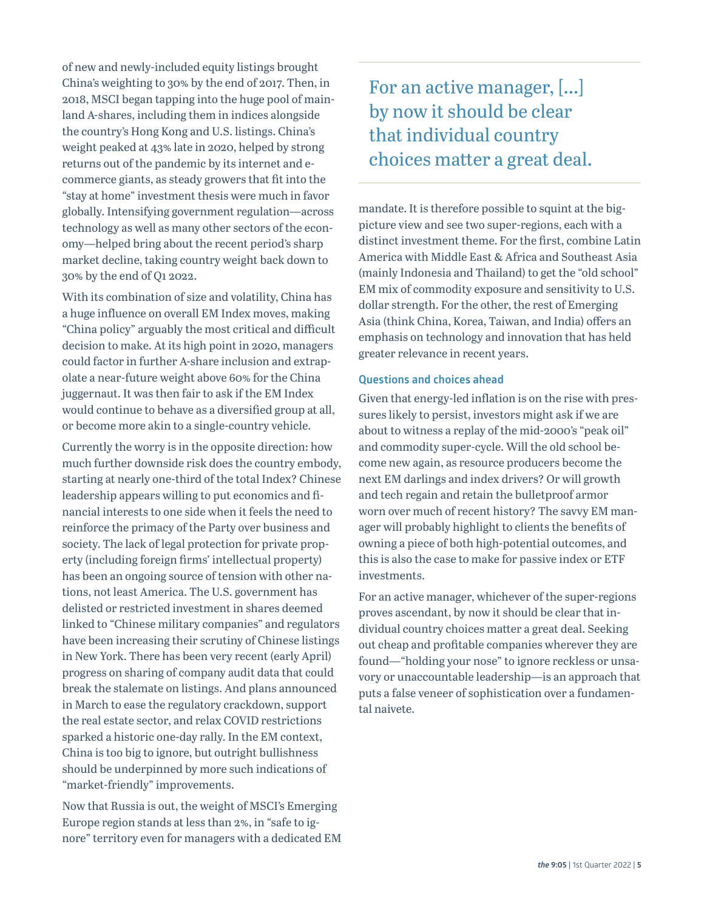of new and newly-included equity listings brought China's weighting to 30% by the end of 2017. Then, in 2018, MSCI began tapping into the huge pool of mainland A-shares, including them in indices alongside the country's Hong Kong and U.S. listings. China's weight peaked at 43% late in 2020, helped by strong returns out of the pandemic by its internet and e-commerce giants, as steady growers that fit into the "stay at home" investment thesis were much in favor globally. Intensifying government regulation—across technology as well as many other sectors of the economy—helped bring about the recent period's sharp market decline, taking country weight back down to 30% by the end of Q1 2022.

With its combination of size and volatility, China has a huge influence on overall EM Index moves, making "China policy" arguably the most critical and difficult decision to make. At its high point in 2020, managers could factor in further A-share inclusion and extrapolate a near-future weight above 60% for the China juggernaut. It was then fair to ask if the EM Index would continue to behave as a diversified group at all, or become more akin to a single-country vehicle.

Currently the worry is in the opposite direction: how much further downside risk does the country embody, starting at nearly one-third of the total Index? Chinese leadership appears willing to put economics and financial interests to one side when it feels the need to reinforce the primacy of the Party over business and society. The lack of legal protection for private property (including foreign firms' intellectual property) has been an ongoing source of tension with other nations, not least America. The U.S. government has delisted or restricted investment in shares deemed linked to "Chinese military companies" and regulators have been increasing their scrutiny of Chinese listings in New York. There has been very recent (early April) progress on sharing of company audit data that could break the stalemate on listings. And plans announced in March to ease the regulatory crackdown, support the real estate sector, and relax COVID restrictions sparked a historic one-day rally. In the EM context, China is too big to ignore, but outright bullishness should be underpinned by more such indications of "market-friendly" improvements.

Now that Russia is out, the weight of MSCI's Emerging Europe region stands at less than 2%, in "safe to ignore" territory even for managers with a dedicated EM mandate. It is therefore possible to squint at the big-picture view and see two super-regions, each with a distinct investment theme. For the first, combine Latin America with Middle East & Africa and Southeast Asia (mainly Indonesia and Thailand) to get the "old school" EM mix of commodity exposure and sensitivity to U.S. dollar strength. For the other, the rest of Emerging Asia (think China, Korea, Taiwan, and India) offers an emphasis on technology and innovation that has held greater relevance in recent years.

> For an active manager, [...] by now it should be clear that individual country choices matter a great deal.

### Questions and choices ahead

Given that energy-led inflation is on the rise with pressures likely to persist, investors might ask if we are about to witness a replay of the mid-2000's "peak oil" and commodity super-cycle. Will the old school become new again, as resource producers become the next EM darlings and index drivers? Or will growth and tech regain and retain the bulletproof armor worn over much of recent history? The savvy EM manager will probably highlight to clients the benefits of owning a piece of both high-potential outcomes, and this is also the case to make for passive index or ETF investments.

For an active manager, whichever of the super-regions proves ascendant, by now it should be clear that individual country choices matter a great deal. Seeking out cheap and profitable companies wherever they are found—"holding your nose" to ignore reckless or unsavory or unaccountable leadership—is an approach that puts a false veneer of sophistication over a fundamental naivete.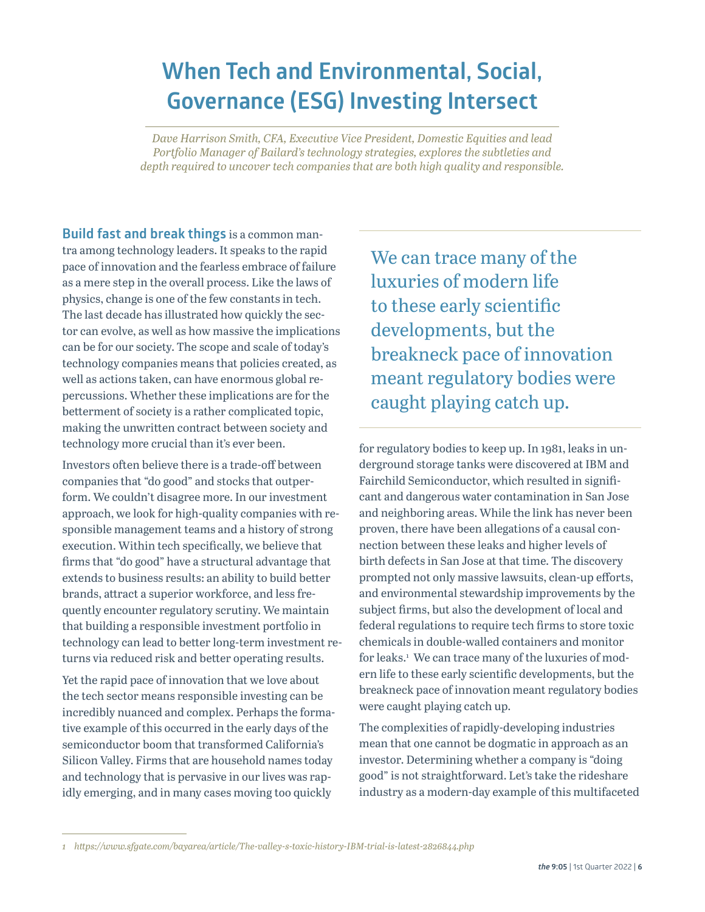# When Tech and Environmental, Social, Governance (ESG) Investing Intersect

*Dave Harrison Smith, CFA, Executive Vice President, Domestic Equities and lead Portfolio Manager of Bailard's technology strategies, explores the subtleties and depth required to uncover tech companies that are both high quality and responsible.*

**Build fast and break things** is a common mantra among technology leaders. It speaks to the rapid pace of innovation and the fearless embrace of failure as a mere step in the overall process. Like the laws of physics, change is one of the few constants in tech. The last decade has illustrated how quickly the sector can evolve, as well as how massive the implications can be for our society. The scope and scale of today's technology companies means that policies created, as well as actions taken, can have enormous global repercussions. Whether these implications are for the betterment of society is a rather complicated topic, making the unwritten contract between society and technology more crucial than it's ever been.

Investors often believe there is a trade-off between companies that "do good" and stocks that outperform. We couldn't disagree more. In our investment approach, we look for high-quality companies with responsible management teams and a history of strong execution. Within tech specifically, we believe that firms that "do good" have a structural advantage that extends to business results: an ability to build better brands, attract a superior workforce, and less frequently encounter regulatory scrutiny. We maintain that building a responsible investment portfolio in technology can lead to better long-term investment returns via reduced risk and better operating results.

Yet the rapid pace of innovation that we love about the tech sector means responsible investing can be incredibly nuanced and complex. Perhaps the formative example of this occurred in the early days of the semiconductor boom that transformed California's Silicon Valley. Firms that are household names today and technology that is pervasive in our lives was rapidly emerging, and in many cases moving too quickly for regulatory bodies to keep up. In 1981, leaks in underground storage tanks were discovered at IBM and Fairchild Semiconductor, which resulted in significant and dangerous water contamination in San Jose and neighboring areas. While the link has never been proven, there have been allegations of a causal connection between these leaks and higher levels of birth defects in San Jose at that time. The discovery prompted not only massive lawsuits, clean-up efforts, and environmental stewardship improvements by the subject firms, but also the development of local and federal regulations to require tech firms to store toxic chemicals in double-walled containers and monitor for leaks.[1] We can trace many of the luxuries of modern life to these early scientific developments, but the breakneck pace of innovation meant regulatory bodies were caught playing catch up.

> We can trace many of the luxuries of modern life to these early scientific developments, but the breakneck pace of innovation meant regulatory bodies were caught playing catch up.

The complexities of rapidly-developing industries mean that one cannot be dogmatic in approach as an investor. Determining whether a company is "doing good" is not straightforward. Let's take the rideshare industry as a modern-day example of this multifaceted

---

1 https://www.sfgate.com/bayarea/article/The-valley-s-toxic-history-IBM-trial-is-latest-2826844.php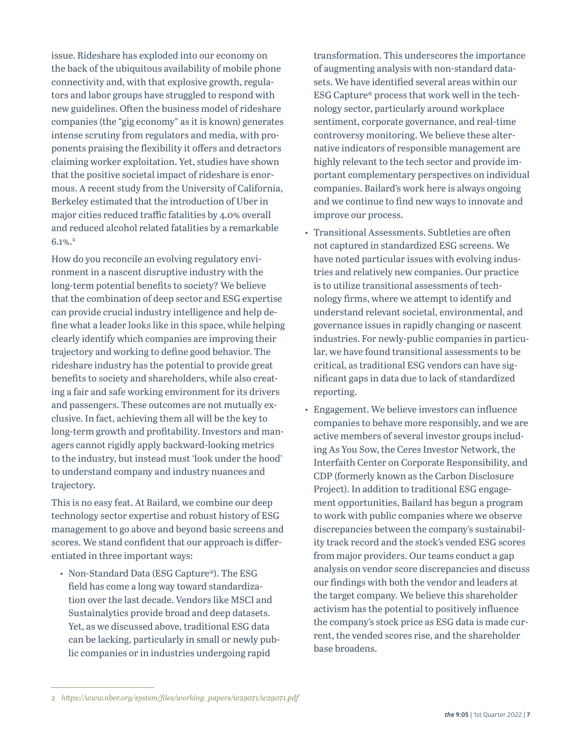issue. Rideshare has exploded into our economy on the back of the ubiquitous availability of mobile phone connectivity and, with that explosive growth, regulators and labor groups have struggled to respond with new guidelines. Often the business model of rideshare companies (the "gig economy" as it is known) generates intense scrutiny from regulators and media, with proponents praising the flexibility it offers and detractors claiming worker exploitation. Yet, studies have shown that the positive societal impact of rideshare is enormous. A recent study from the University of California, Berkeley estimated that the introduction of Uber in major cities reduced traffic fatalities by 4.0% overall and reduced alcohol related fatalities by a remarkable 6.1%.[2]

How do you reconcile an evolving regulatory environment in a nascent disruptive industry with the long-term potential benefits to society? We believe that the combination of deep sector and ESG expertise can provide crucial industry intelligence and help define what a leader looks like in this space, while helping clearly identify which companies are improving their trajectory and working to define good behavior. The rideshare industry has the potential to provide great benefits to society and shareholders, while also creating a fair and safe working environment for its drivers and passengers. These outcomes are not mutually exclusive. In fact, achieving them all will be the key to long-term growth and profitability. Investors and managers cannot rigidly apply backward-looking metrics to the industry, but instead must 'look under the hood' to understand company and industry nuances and trajectory.

This is no easy feat. At Bailard, we combine our deep technology sector expertise and robust history of ESG management to go above and beyond basic screens and scores. We stand confident that our approach is differentiated in three important ways:

- Non-Standard Data (ESG Capture®). The ESG field has come a long way toward standardization over the last decade. Vendors like MSCI and Sustainalytics provide broad and deep datasets. Yet, as we discussed above, traditional ESG data can be lacking, particularly in small or newly public companies or in industries undergoing rapid transformation. This underscores the importance of augmenting analysis with non-standard datasets. We have identified several areas within our ESG Capture® process that work well in the technology sector, particularly around workplace sentiment, corporate governance, and real-time controversy monitoring. We believe these alternative indicators of responsible management are highly relevant to the tech sector and provide important complementary perspectives on individual companies. Bailard's work here is always ongoing and we continue to find new ways to innovate and improve our process.
- Transitional Assessments. Subtleties are often not captured in standardized ESG screens. We have noted particular issues with evolving industries and relatively new companies. Our practice is to utilize transitional assessments of technology firms, where we attempt to identify and understand relevant societal, environmental, and governance issues in rapidly changing or nascent industries. For newly-public companies in particular, we have found transitional assessments to be critical, as traditional ESG vendors can have significant gaps in data due to lack of standardized reporting.
- Engagement. We believe investors can influence companies to behave more responsibly, and we are active members of several investor groups including As You Sow, the Ceres Investor Network, the Interfaith Center on Corporate Responsibility, and CDP (formerly known as the Carbon Disclosure Project). In addition to traditional ESG engagement opportunities, Bailard has begun a program to work with public companies where we observe discrepancies between the company's sustainability track record and the stock's vended ESG scores from major providers. Our teams conduct a gap analysis on vendor score discrepancies and discuss our findings with both the vendor and leaders at the target company. We believe this shareholder activism has the potential to positively influence the company's stock price as ESG data is made current, the vended scores rise, and the shareholder base broadens.

---

2 *https://www.nber.org/system/files/working_papers/w29071/w29071.pdf*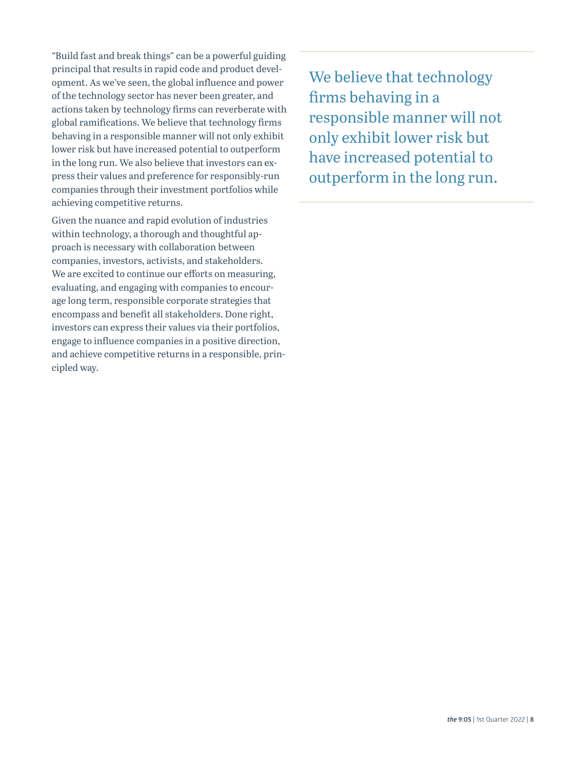"Build fast and break things" can be a powerful guiding principal that results in rapid code and product development. As we've seen, the global influence and power of the technology sector has never been greater, and actions taken by technology firms can reverberate with global ramifications. We believe that technology firms behaving in a responsible manner will not only exhibit lower risk but have increased potential to outperform in the long run. We also believe that investors can express their values and preference for responsibly-run companies through their investment portfolios while achieving competitive returns.

Given the nuance and rapid evolution of industries within technology, a thorough and thoughtful approach is necessary with collaboration between companies, investors, activists, and stakeholders. We are excited to continue our efforts on measuring, evaluating, and engaging with companies to encourage long term, responsible corporate strategies that encompass and benefit all stakeholders. Done right, investors can express their values via their portfolios, engage to influence companies in a positive direction, and achieve competitive returns in a responsible, principled way.

> We believe that technology firms behaving in a responsible manner will not only exhibit lower risk but have increased potential to outperform in the long run.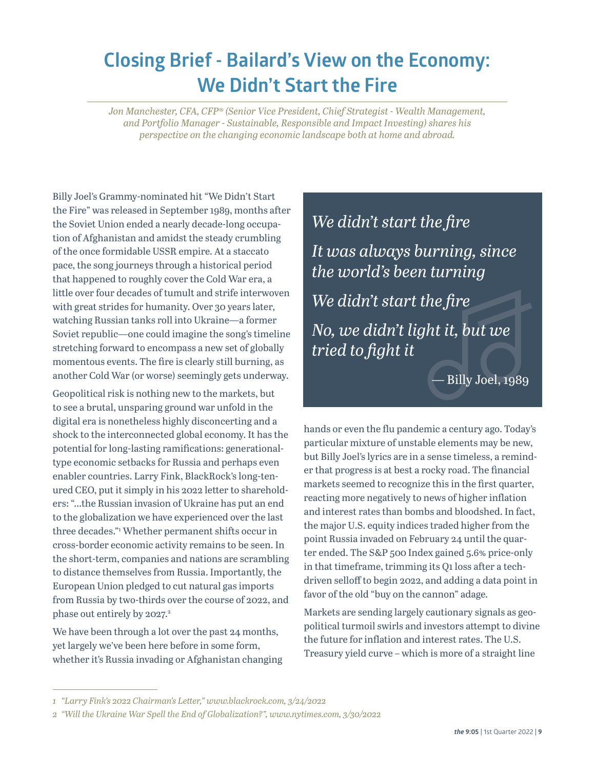# Closing Brief - Bailard's View on the Economy: We Didn't Start the Fire

*Jon Manchester, CFA, CFP® (Senior Vice President, Chief Strategist - Wealth Management, and Portfolio Manager - Sustainable, Responsible and Impact Investing) shares his perspective on the changing economic landscape both at home and abroad.*

Billy Joel's Grammy-nominated hit "We Didn't Start the Fire" was released in September 1989, months after the Soviet Union ended a nearly decade-long occupation of Afghanistan and amidst the steady crumbling of the once formidable USSR empire. At a staccato pace, the song journeys through a historical period that happened to roughly cover the Cold War era, a little over four decades of tumult and strife interwoven with great strides for humanity. Over 30 years later, watching Russian tanks roll into Ukraine—a former Soviet republic—one could imagine the song's timeline stretching forward to encompass a new set of globally momentous events. The fire is clearly still burning, as another Cold War (or worse) seemingly gets underway.

Geopolitical risk is nothing new to the markets, but to see a brutal, unsparing ground war unfold in the digital era is nonetheless highly disconcerting and a shock to the interconnected global economy. It has the potential for long-lasting ramifications: generational-type economic setbacks for Russia and perhaps even enabler countries. Larry Fink, BlackRock's long-tenured CEO, put it simply in his 2022 letter to shareholders: "…the Russian invasion of Ukraine has put an end to the globalization we have experienced over the last three decades."[1] Whether permanent shifts occur in cross-border economic activity remains to be seen. In the short-term, companies and nations are scrambling to distance themselves from Russia. Importantly, the European Union pledged to cut natural gas imports from Russia by two-thirds over the course of 2022, and phase out entirely by 2027.[2]

We have been through a lot over the past 24 months, yet largely we've been here before in some form, whether it's Russia invading or Afghanistan changing hands or even the flu pandemic a century ago. Today's particular mixture of unstable elements may be new, but Billy Joel's lyrics are in a sense timeless, a reminder that progress is at best a rocky road. The financial markets seemed to recognize this in the first quarter, reacting more negatively to news of higher inflation and interest rates than bombs and bloodshed. In fact, the major U.S. equity indices traded higher from the point Russia invaded on February 24 until the quarter ended. The S&P 500 Index gained 5.6% price-only in that timeframe, trimming its Q1 loss after a tech-driven selloff to begin 2022, and adding a data point in favor of the old "buy on the cannon" adage.

> *We didn't start the fire*
>
> *It was always burning, since the world's been turning*
>
> *We didn't start the fire*
>
> *No, we didn't light it, but we tried to fight it*
>
> — Billy Joel, 1989

Markets are sending largely cautionary signals as geopolitical turmoil swirls and investors attempt to divine the future for inflation and interest rates. The U.S. Treasury yield curve – which is more of a straight line

---

1 *"Larry Fink's 2022 Chairman's Letter," www.blackrock.com, 3/24/2022*

2 *"Will the Ukraine War Spell the End of Globalization?", www.nytimes.com, 3/30/2022*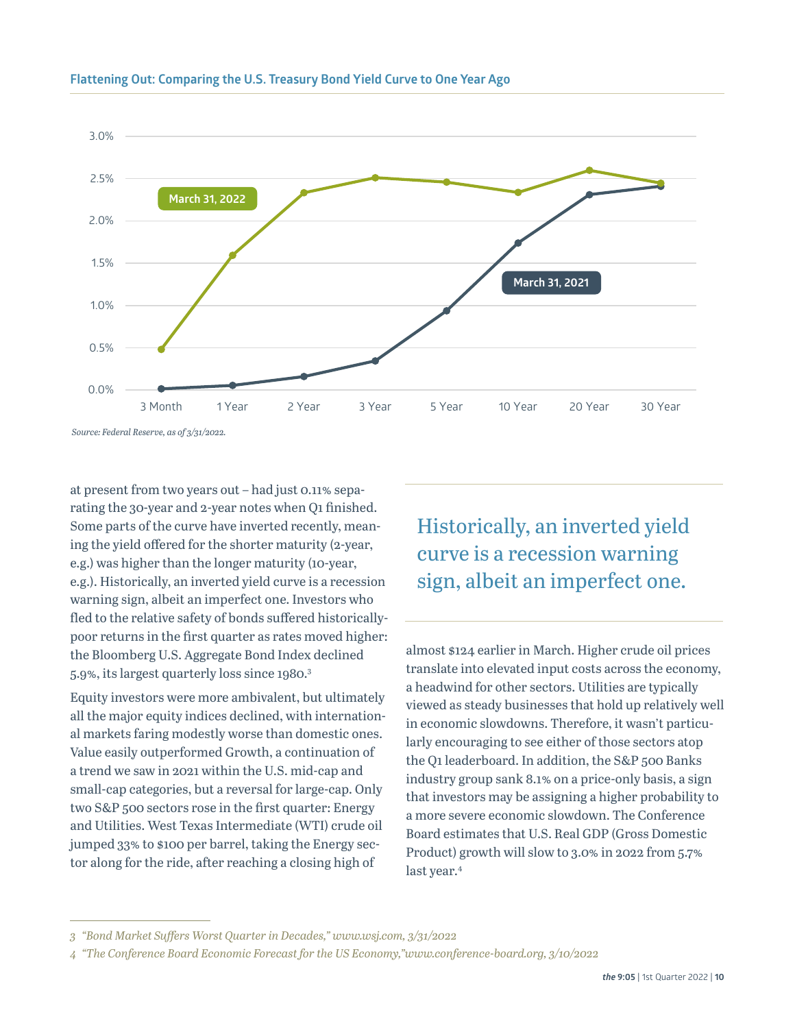### Flattening Out: Comparing the U.S. Treasury Bond Yield Curve to One Year Ago

*Source: Federal Reserve, as of 3/31/2022.*

at present from two years out – had just 0.11% separating the 30-year and 2-year notes when Q1 finished. Some parts of the curve have inverted recently, meaning the yield offered for the shorter maturity (2-year, e.g.) was higher than the longer maturity (10-year, e.g.). Historically, an inverted yield curve is a recession warning sign, albeit an imperfect one. Investors who fled to the relative safety of bonds suffered historically-poor returns in the first quarter as rates moved higher: the Bloomberg U.S. Aggregate Bond Index declined 5.9%, its largest quarterly loss since 1980.[3]

Equity investors were more ambivalent, but ultimately all the major equity indices declined, with international markets faring modestly worse than domestic ones. Value easily outperformed Growth, a continuation of a trend we saw in 2021 within the U.S. mid-cap and small-cap categories, but a reversal for large-cap. Only two S&P 500 sectors rose in the first quarter: Energy and Utilities. West Texas Intermediate (WTI) crude oil jumped 33% to $100 per barrel, taking the Energy sector along for the ride, after reaching a closing high of almost $124 earlier in March. Higher crude oil prices translate into elevated input costs across the economy, a headwind for other sectors. Utilities are typically viewed as steady businesses that hold up relatively well in economic slowdowns. Therefore, it wasn't particularly encouraging to see either of those sectors atop the Q1 leaderboard. In addition, the S&P 500 Banks industry group sank 8.1% on a price-only basis, a sign that investors may be assigning a higher probability to a more severe economic slowdown. The Conference Board estimates that U.S. Real GDP (Gross Domestic Product) growth will slow to 3.0% in 2022 from 5.7% last year.[4]

> Historically, an inverted yield curve is a recession warning sign, albeit an imperfect one.

---

3 *"Bond Market Suffers Worst Quarter in Decades," www.wsj.com, 3/31/2022*

4 *"The Conference Board Economic Forecast for the US Economy,"www.conference-board.org, 3/10/2022*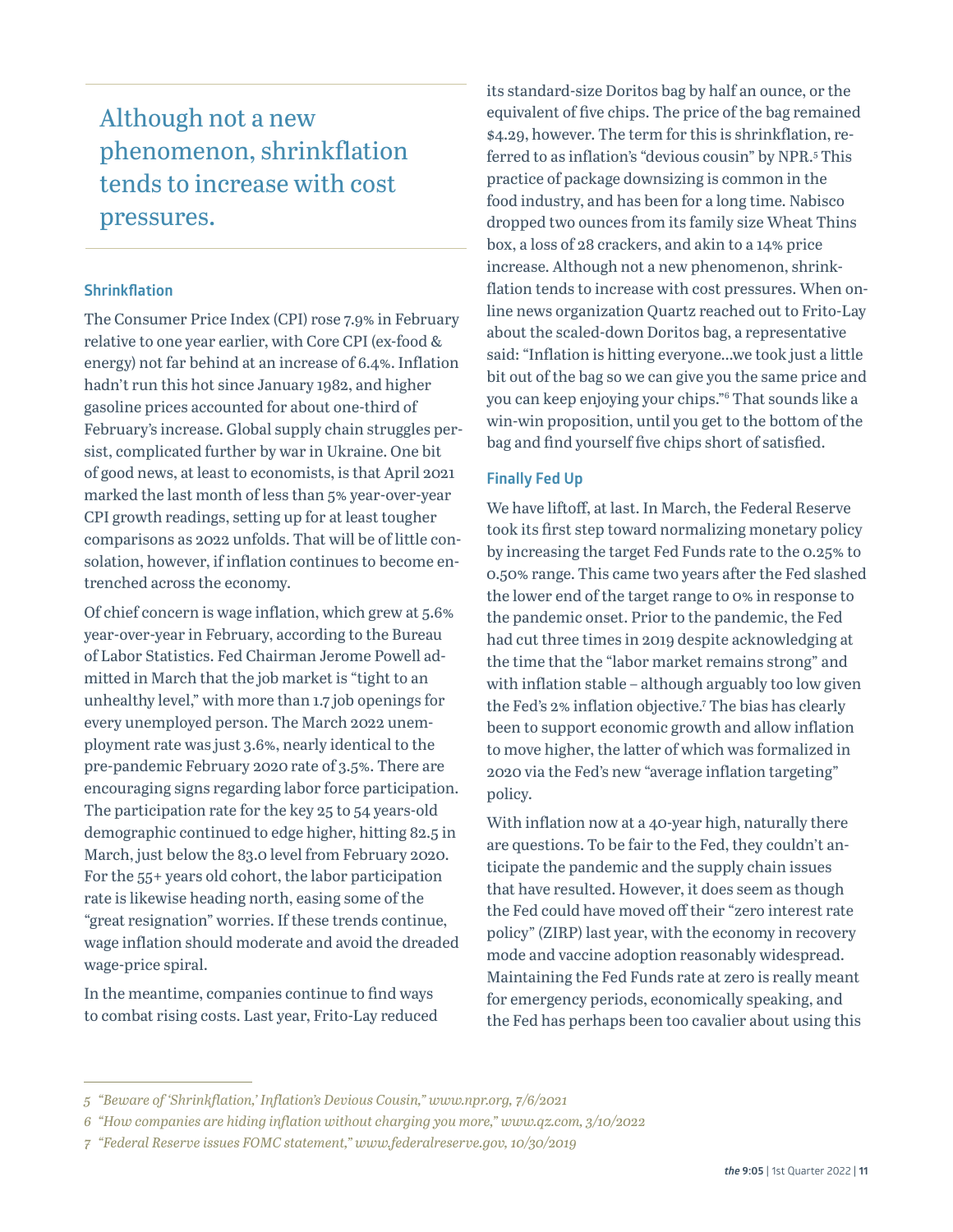> Although not a new phenomenon, shrinkflation tends to increase with cost pressures.

### Shrinkflation

The Consumer Price Index (CPI) rose 7.9% in February relative to one year earlier, with Core CPI (ex-food & energy) not far behind at an increase of 6.4%. Inflation hadn't run this hot since January 1982, and higher gasoline prices accounted for about one-third of February's increase. Global supply chain struggles persist, complicated further by war in Ukraine. One bit of good news, at least to economists, is that April 2021 marked the last month of less than 5% year-over-year CPI growth readings, setting up for at least tougher comparisons as 2022 unfolds. That will be of little consolation, however, if inflation continues to become entrenched across the economy.

Of chief concern is wage inflation, which grew at 5.6% year-over-year in February, according to the Bureau of Labor Statistics. Fed Chairman Jerome Powell admitted in March that the job market is "tight to an unhealthy level," with more than 1.7 job openings for every unemployed person. The March 2022 unemployment rate was just 3.6%, nearly identical to the pre-pandemic February 2020 rate of 3.5%. There are encouraging signs regarding labor force participation. The participation rate for the key 25 to 54 years-old demographic continued to edge higher, hitting 82.5 in March, just below the 83.0 level from February 2020. For the 55+ years old cohort, the labor participation rate is likewise heading north, easing some of the "great resignation" worries. If these trends continue, wage inflation should moderate and avoid the dreaded wage-price spiral.

In the meantime, companies continue to find ways to combat rising costs. Last year, Frito-Lay reduced its standard-size Doritos bag by half an ounce, or the equivalent of five chips. The price of the bag remained $4.29, however. The term for this is shrinkflation, referred to as inflation's "devious cousin" by NPR.[5] This practice of package downsizing is common in the food industry, and has been for a long time. Nabisco dropped two ounces from its family size Wheat Thins box, a loss of 28 crackers, and akin to a 14% price increase. Although not a new phenomenon, shrinkflation tends to increase with cost pressures. When online news organization Quartz reached out to Frito-Lay about the scaled-down Doritos bag, a representative said: "Inflation is hitting everyone…we took just a little bit out of the bag so we can give you the same price and you can keep enjoying your chips."[6] That sounds like a win-win proposition, until you get to the bottom of the bag and find yourself five chips short of satisfied.

### Finally Fed Up

We have liftoff, at last. In March, the Federal Reserve took its first step toward normalizing monetary policy by increasing the target Fed Funds rate to the 0.25% to 0.50% range. This came two years after the Fed slashed the lower end of the target range to 0% in response to the pandemic onset. Prior to the pandemic, the Fed had cut three times in 2019 despite acknowledging at the time that the "labor market remains strong" and with inflation stable – although arguably too low given the Fed's 2% inflation objective.[7] The bias has clearly been to support economic growth and allow inflation to move higher, the latter of which was formalized in 2020 via the Fed's new "average inflation targeting" policy.

With inflation now at a 40-year high, naturally there are questions. To be fair to the Fed, they couldn't anticipate the pandemic and the supply chain issues that have resulted. However, it does seem as though the Fed could have moved off their "zero interest rate policy" (ZIRP) last year, with the economy in recovery mode and vaccine adoption reasonably widespread. Maintaining the Fed Funds rate at zero is really meant for emergency periods, economically speaking, and the Fed has perhaps been too cavalier about using this

---

*5 "Beware of 'Shrinkflation,' Inflation's Devious Cousin," www.npr.org, 7/6/2021*

*6 "How companies are hiding inflation without charging you more," www.qz.com, 3/10/2022*

*7 "Federal Reserve issues FOMC statement," www.federalreserve.gov, 10/30/2019*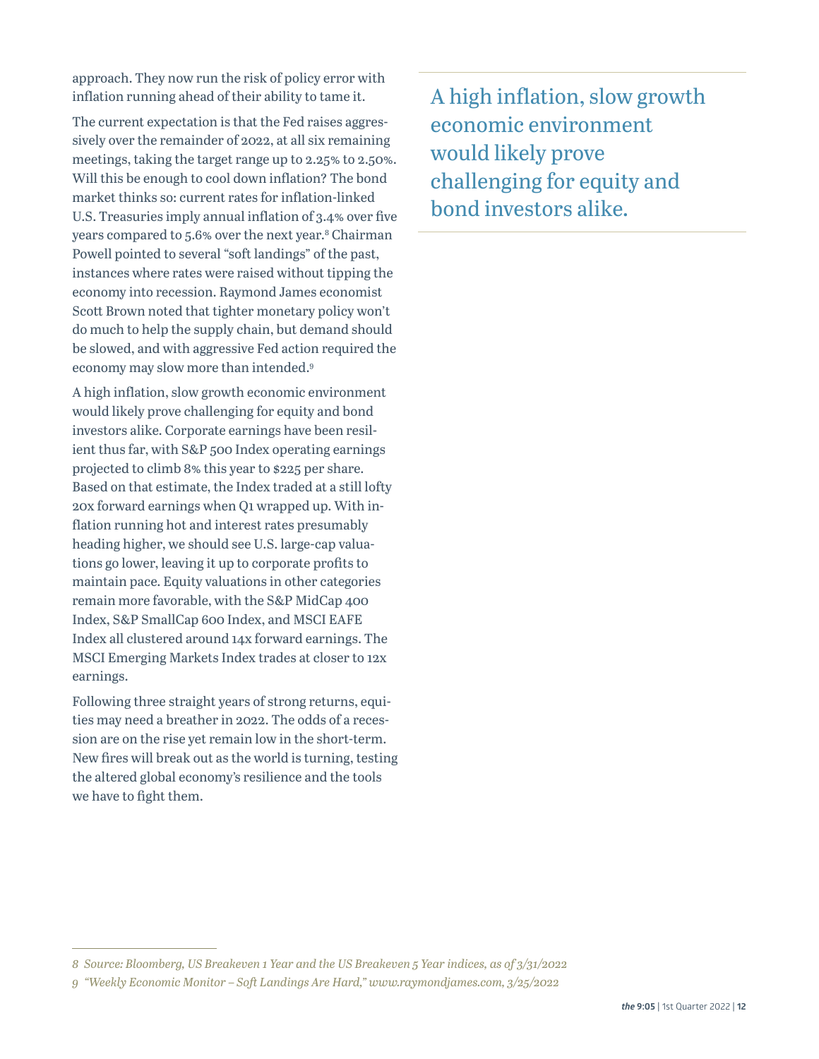approach. They now run the risk of policy error with inflation running ahead of their ability to tame it.

The current expectation is that the Fed raises aggressively over the remainder of 2022, at all six remaining meetings, taking the target range up to 2.25% to 2.50%. Will this be enough to cool down inflation? The bond market thinks so: current rates for inflation-linked U.S. Treasuries imply annual inflation of 3.4% over five years compared to 5.6% over the next year.[8] Chairman Powell pointed to several "soft landings" of the past, instances where rates were raised without tipping the economy into recession. Raymond James economist Scott Brown noted that tighter monetary policy won't do much to help the supply chain, but demand should be slowed, and with aggressive Fed action required the economy may slow more than intended.[9]

A high inflation, slow growth economic environment would likely prove challenging for equity and bond investors alike. Corporate earnings have been resilient thus far, with S&P 500 Index operating earnings projected to climb 8% this year to $225 per share. Based on that estimate, the Index traded at a still lofty 20x forward earnings when Q1 wrapped up. With inflation running hot and interest rates presumably heading higher, we should see U.S. large-cap valuations go lower, leaving it up to corporate profits to maintain pace. Equity valuations in other categories remain more favorable, with the S&P MidCap 400 Index, S&P SmallCap 600 Index, and MSCI EAFE Index all clustered around 14x forward earnings. The MSCI Emerging Markets Index trades at closer to 12x earnings.

Following three straight years of strong returns, equities may need a breather in 2022. The odds of a recession are on the rise yet remain low in the short-term. New fires will break out as the world is turning, testing the altered global economy's resilience and the tools we have to fight them.

> A high inflation, slow growth economic environment would likely prove challenging for equity and bond investors alike.

*8 Source: Bloomberg, US Breakeven 1 Year and the US Breakeven 5 Year indices, as of 3/31/2022*

*9 "Weekly Economic Monitor – Soft Landings Are Hard," www.raymondjames.com, 3/25/2022*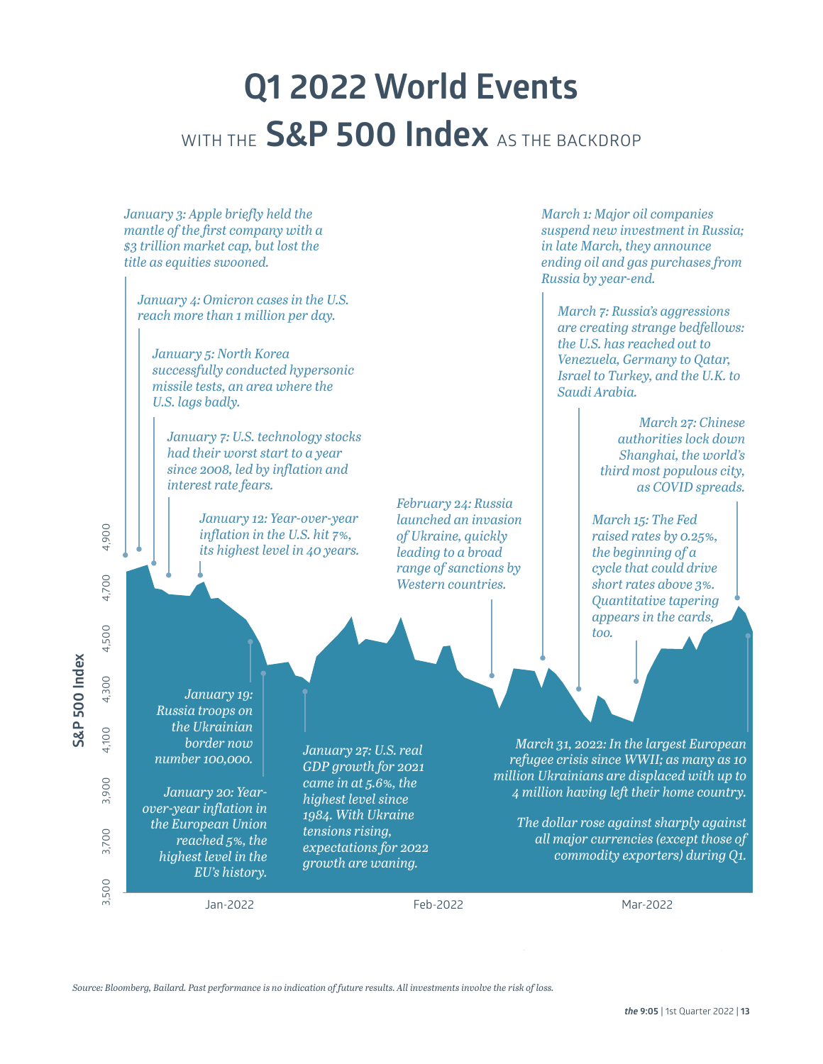# Q1 2022 World Events

## WITH THE **S&P 500 Index** AS THE BACKDROP

*January 3: Apple briefly held the mantle of the first company with a $3 trillion market cap, but lost the title as equities swooned.*

*January 4: Omicron cases in the U.S. reach more than 1 million per day.*

*January 5: North Korea successfully conducted hypersonic missile tests, an area where the U.S. lags badly.*

*January 7: U.S. technology stocks had their worst start to a year since 2008, led by inflation and interest rate fears.*

*January 12: Year-over-year inflation in the U.S. hit 7%, its highest level in 40 years.*

*January 19: Russia troops on the Ukrainian border now number 100,000.*

*January 20: Year-over-year inflation in the European Union reached 5%, the highest level in the EU's history.*

*January 27: U.S. real GDP growth for 2021 came in at 5.6%, the highest level since 1984. With Ukraine tensions rising, expectations for 2022 growth are waning.*

*February 24: Russia launched an invasion of Ukraine, quickly leading to a broad range of sanctions by Western countries.*

*March 1: Major oil companies suspend new investment in Russia; in late March, they announce ending oil and gas purchases from Russia by year-end.*

*March 7: Russia's aggressions are creating strange bedfellows: the U.S. has reached out to Venezuela, Germany to Qatar, Israel to Turkey, and the U.K. to Saudi Arabia.*

*March 15: The Fed raised rates by 0.25%, the beginning of a cycle that could drive short rates above 3%. Quantitative tapering appears in the cards, too.*

*March 27: Chinese authorities lock down Shanghai, the world's third most populous city, as COVID spreads.*

*March 31, 2022: In the largest European refugee crisis since WWII; as many as 10 million Ukrainians are displaced with up to 4 million having left their home country.*

*The dollar rose against sharply against all major currencies (except those of commodity exporters) during Q1.*

S&P 500 Index: 3,500 – 4,900; Jan-2022, Feb-2022, Mar-2022

*Source: Bloomberg, Bailard. Past performance is no indication of future results. All investments involve the risk of loss.*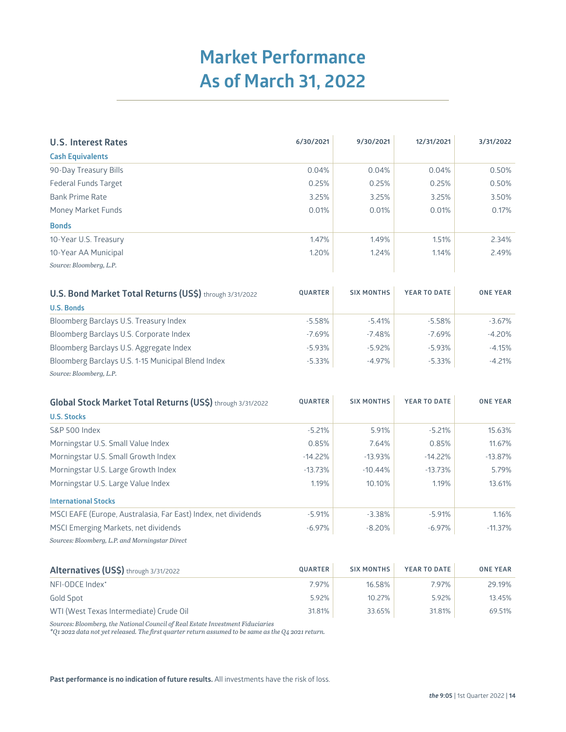# Market Performance As of March 31, 2022

| U.S. Interest Rates | 6/30/2021 | 9/30/2021 | 12/31/2021 | 3/31/2022 |
|---|---|---|---|---|
| **Cash Equivalents** | | | | |
| 90-Day Treasury Bills | 0.04% | 0.04% | 0.04% | 0.50% |
| Federal Funds Target | 0.25% | 0.25% | 0.25% | 0.50% |
| Bank Prime Rate | 3.25% | 3.25% | 3.25% | 3.50% |
| Money Market Funds | 0.01% | 0.01% | 0.01% | 0.17% |
| **Bonds** | | | | |
| 10-Year U.S. Treasury | 1.47% | 1.49% | 1.51% | 2.34% |
| 10-Year AA Municipal | 1.20% | 1.24% | 1.14% | 2.49% |

*Source: Bloomberg, L.P.*

| U.S. Bond Market Total Returns (US$) through 3/31/2022 | QUARTER | SIX MONTHS | YEAR TO DATE | ONE YEAR |
|---|---|---|---|---|
| **U.S. Bonds** | | | | |
| Bloomberg Barclays U.S. Treasury Index | -5.58% | -5.41% | -5.58% | -3.67% |
| Bloomberg Barclays U.S. Corporate Index | -7.69% | -7.48% | -7.69% | -4.20% |
| Bloomberg Barclays U.S. Aggregate Index | -5.93% | -5.92% | -5.93% | -4.15% |
| Bloomberg Barclays U.S. 1-15 Municipal Blend Index | -5.33% | -4.97% | -5.33% | -4.21% |

*Source: Bloomberg, L.P.*

| Global Stock Market Total Returns (US$) through 3/31/2022 | QUARTER | SIX MONTHS | YEAR TO DATE | ONE YEAR |
|---|---|---|---|---|
| **U.S. Stocks** | | | | |
| S&P 500 Index | -5.21% | 5.91% | -5.21% | 15.63% |
| Morningstar U.S. Small Value Index | 0.85% | 7.64% | 0.85% | 11.67% |
| Morningstar U.S. Small Growth Index | -14.22% | -13.93% | -14.22% | -13.87% |
| Morningstar U.S. Large Growth Index | -13.73% | -10.44% | -13.73% | 5.79% |
| Morningstar U.S. Large Value Index | 1.19% | 10.10% | 1.19% | 13.61% |
| **International Stocks** | | | | |
| MSCI EAFE (Europe, Australasia, Far East) Index, net dividends | -5.91% | -3.38% | -5.91% | 1.16% |
| MSCI Emerging Markets, net dividends | -6.97% | -8.20% | -6.97% | -11.37% |

*Sources: Bloomberg, L.P. and Morningstar Direct*

| Alternatives (US$) through 3/31/2022 | QUARTER | SIX MONTHS | YEAR TO DATE | ONE YEAR |
|---|---|---|---|---|
| NFI-ODCE Index* | 7.97% | 16.58% | 7.97% | 29.19% |
| Gold Spot | 5.92% | 10.27% | 5.92% | 13.45% |
| WTI (West Texas Intermediate) Crude Oil | 31.81% | 33.65% | 31.81% | 69.51% |

*Sources: Bloomberg, the National Council of Real Estate Investment Fiduciaries*
*\*Q1 2022 data not yet released. The first quarter return assumed to be same as the Q4 2021 return.*

**Past performance is no indication of future results.** All investments have the risk of loss.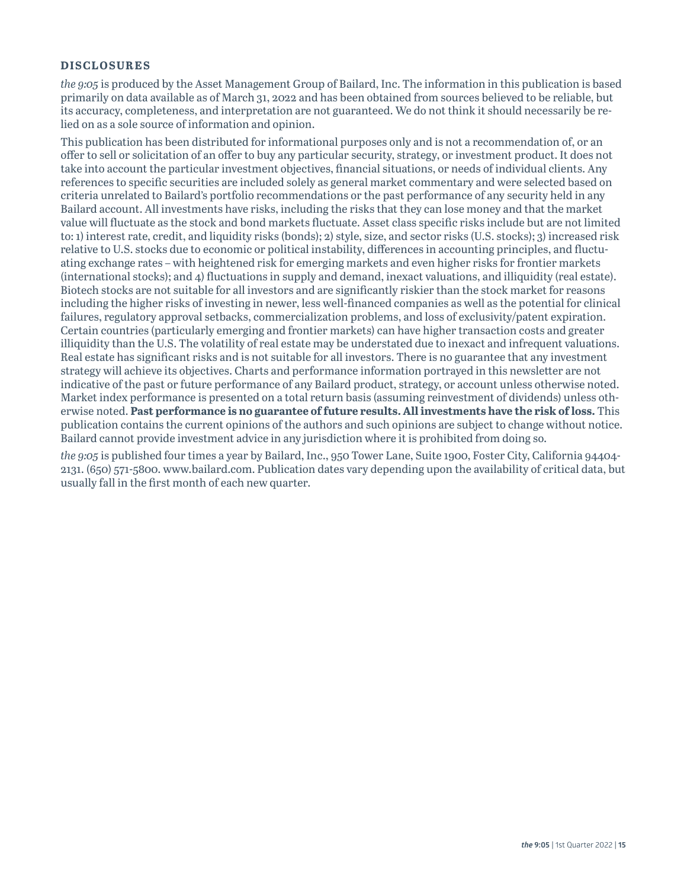## DISCLOSURES

*the 9:05* is produced by the Asset Management Group of Bailard, Inc. The information in this publication is based primarily on data available as of March 31, 2022 and has been obtained from sources believed to be reliable, but its accuracy, completeness, and interpretation are not guaranteed. We do not think it should necessarily be relied on as a sole source of information and opinion.

This publication has been distributed for informational purposes only and is not a recommendation of, or an offer to sell or solicitation of an offer to buy any particular security, strategy, or investment product. It does not take into account the particular investment objectives, financial situations, or needs of individual clients. Any references to specific securities are included solely as general market commentary and were selected based on criteria unrelated to Bailard's portfolio recommendations or the past performance of any security held in any Bailard account. All investments have risks, including the risks that they can lose money and that the market value will fluctuate as the stock and bond markets fluctuate. Asset class specific risks include but are not limited to: 1) interest rate, credit, and liquidity risks (bonds); 2) style, size, and sector risks (U.S. stocks); 3) increased risk relative to U.S. stocks due to economic or political instability, differences in accounting principles, and fluctuating exchange rates – with heightened risk for emerging markets and even higher risks for frontier markets (international stocks); and 4) fluctuations in supply and demand, inexact valuations, and illiquidity (real estate). Biotech stocks are not suitable for all investors and are significantly riskier than the stock market for reasons including the higher risks of investing in newer, less well-financed companies as well as the potential for clinical failures, regulatory approval setbacks, commercialization problems, and loss of exclusivity/patent expiration. Certain countries (particularly emerging and frontier markets) can have higher transaction costs and greater illiquidity than the U.S. The volatility of real estate may be understated due to inexact and infrequent valuations. Real estate has significant risks and is not suitable for all investors. There is no guarantee that any investment strategy will achieve its objectives. Charts and performance information portrayed in this newsletter are not indicative of the past or future performance of any Bailard product, strategy, or account unless otherwise noted. Market index performance is presented on a total return basis (assuming reinvestment of dividends) unless otherwise noted. **Past performance is no guarantee of future results. All investments have the risk of loss.** This publication contains the current opinions of the authors and such opinions are subject to change without notice. Bailard cannot provide investment advice in any jurisdiction where it is prohibited from doing so.

*the 9:05* is published four times a year by Bailard, Inc., 950 Tower Lane, Suite 1900, Foster City, California 94404-2131. (650) 571-5800. www.bailard.com. Publication dates vary depending upon the availability of critical data, but usually fall in the first month of each new quarter.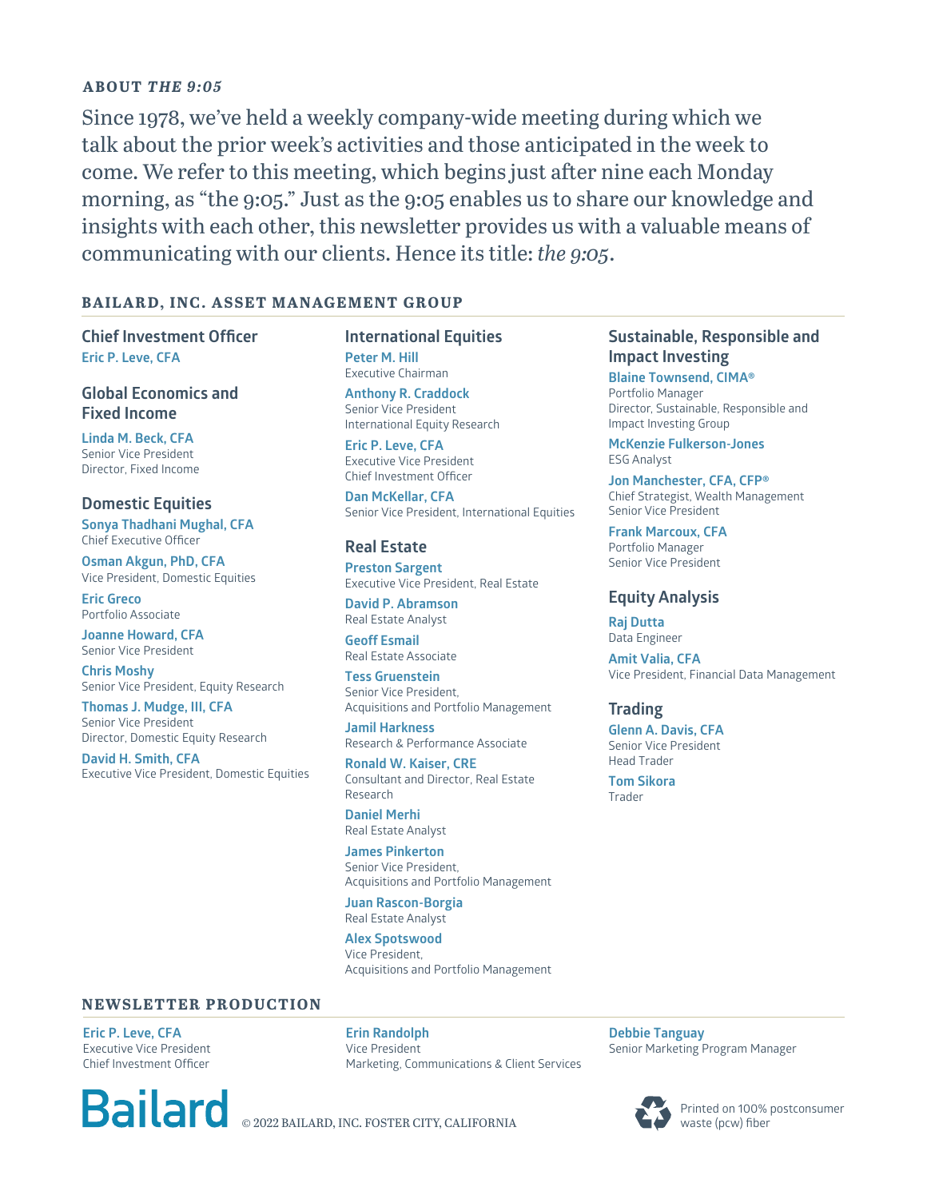### ABOUT *THE 9:05*

Since 1978, we've held a weekly company-wide meeting during which we talk about the prior week's activities and those anticipated in the week to come. We refer to this meeting, which begins just after nine each Monday morning, as "the 9:05." Just as the 9:05 enables us to share our knowledge and insights with each other, this newsletter provides us with a valuable means of communicating with our clients. Hence its title: *the 9:05*.

## BAILARD, INC. ASSET MANAGEMENT GROUP

### Chief Investment Officer

**Eric P. Leve, CFA**

### Global Economics and Fixed Income

**Linda M. Beck, CFA**
Senior Vice President
Director, Fixed Income

### Domestic Equities

**Sonya Thadhani Mughal, CFA**
Chief Executive Officer

**Osman Akgun, PhD, CFA**
Vice President, Domestic Equities

**Eric Greco**
Portfolio Associate

**Joanne Howard, CFA**
Senior Vice President

**Chris Moshy**
Senior Vice President, Equity Research

**Thomas J. Mudge, III, CFA**
Senior Vice President
Director, Domestic Equity Research

**David H. Smith, CFA**
Executive Vice President, Domestic Equities

### International Equities

**Peter M. Hill**
Executive Chairman

**Anthony R. Craddock**
Senior Vice President
International Equity Research

**Eric P. Leve, CFA**
Executive Vice President
Chief Investment Officer

**Dan McKellar, CFA**
Senior Vice President, International Equities

### Real Estate

**Preston Sargent**
Executive Vice President, Real Estate

**David P. Abramson**
Real Estate Analyst

**Geoff Esmail**
Real Estate Associate

**Tess Gruenstein**
Senior Vice President,
Acquisitions and Portfolio Management

**Jamil Harkness**
Research & Performance Associate

**Ronald W. Kaiser, CRE**
Consultant and Director, Real Estate Research

**Daniel Merhi**
Real Estate Analyst

**James Pinkerton**
Senior Vice President,
Acquisitions and Portfolio Management

**Juan Rascon-Borgia**
Real Estate Analyst

**Alex Spotswood**
Vice President,
Acquisitions and Portfolio Management

### Sustainable, Responsible and Impact Investing

**Blaine Townsend, CIMA®**
Portfolio Manager
Director, Sustainable, Responsible and Impact Investing Group

**McKenzie Fulkerson-Jones**
ESG Analyst

**Jon Manchester, CFA, CFP®**
Chief Strategist, Wealth Management
Senior Vice President

**Frank Marcoux, CFA**
Portfolio Manager
Senior Vice President

### Equity Analysis

**Raj Dutta**
Data Engineer

**Amit Valia, CFA**
Vice President, Financial Data Management

### Trading

**Glenn A. Davis, CFA**
Senior Vice President
Head Trader

**Tom Sikora**
Trader

## NEWSLETTER PRODUCTION

**Eric P. Leve, CFA**
Executive Vice President
Chief Investment Officer

**Erin Randolph**
Vice President
Marketing, Communications & Client Services

**Debbie Tanguay**
Senior Marketing Program Manager

Bailard © 2022 BAILARD, INC. FOSTER CITY, CALIFORNIA

Printed on 100% postconsumer waste (pcw) fiber